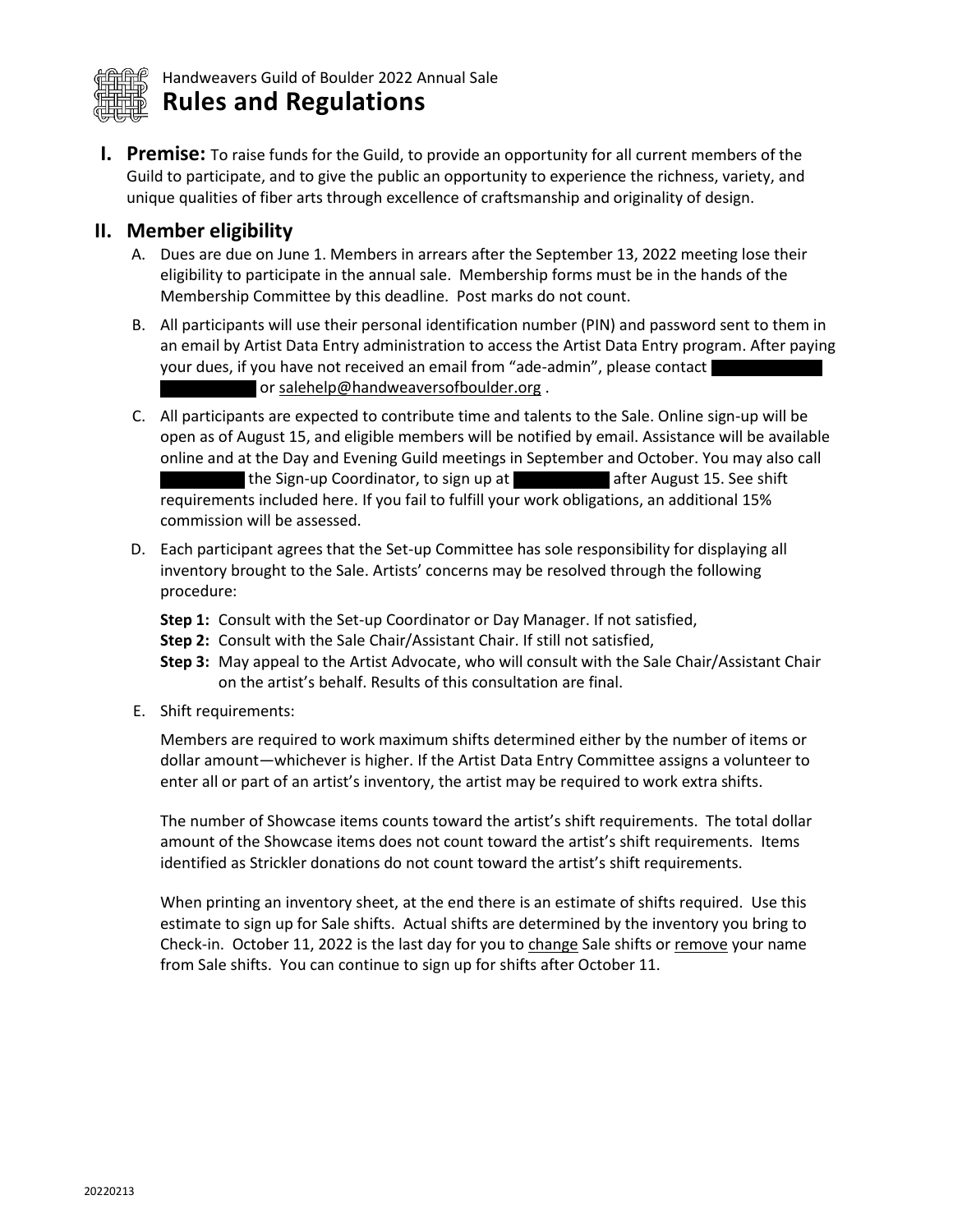Handweavers Guild of Boulder 2022 Annual Sale

# Rules and Regulations

## I. Premise:

To raise funds for the Guild, to provide an opportunity for all current members of the Guild to participate, and to give the public an opportunity to experience the richness, variety, and unique qualities of fiber arts through excellence of craftsmanship and originality of design.

## II. Member eligibility

A. Dues are due on June 1. Members in arrears after the September 13, 2022 meeting lose their eligibility to participate in the annual sale. Membership forms must be in the hands of the Membership Committee by this deadline. Post marks do not count.

B. All participants will use their personal identification number (PIN) and password sent to them in an email by Artist Data Entry administration to access the Artist Data Entry program. After paying your dues, if you have not received an email from "ade-admin", please contact [redacted] or salehelp@handweaversofboulder.org .

C. All participants are expected to contribute time and talents to the Sale. Online sign-up will be open as of August 15, and eligible members will be notified by email. Assistance will be available online and at the Day and Evening Guild meetings in September and October. You may also call [redacted] the Sign-up Coordinator, to sign up at [redacted] after August 15. See shift requirements included here. If you fail to fulfill your work obligations, an additional 15% commission will be assessed.

D. Each participant agrees that the Set-up Committee has sole responsibility for displaying all inventory brought to the Sale. Artists' concerns may be resolved through the following procedure:

**Step 1:** Consult with the Set-up Coordinator or Day Manager. If not satisfied,
**Step 2:** Consult with the Sale Chair/Assistant Chair. If still not satisfied,
**Step 3:** May appeal to the Artist Advocate, who will consult with the Sale Chair/Assistant Chair on the artist's behalf. Results of this consultation are final.

E. Shift requirements:

Members are required to work maximum shifts determined either by the number of items or dollar amount—whichever is higher. If the Artist Data Entry Committee assigns a volunteer to enter all or part of an artist's inventory, the artist may be required to work extra shifts.

The number of Showcase items counts toward the artist's shift requirements. The total dollar amount of the Showcase items does not count toward the artist's shift requirements. Items identified as Strickler donations do not count toward the artist's shift requirements.

When printing an inventory sheet, at the end there is an estimate of shifts required. Use this estimate to sign up for Sale shifts. Actual shifts are determined by the inventory you bring to Check-in. October 11, 2022 is the last day for you to <u>change</u> Sale shifts or <u>remove</u> your name from Sale shifts. You can continue to sign up for shifts after October 11.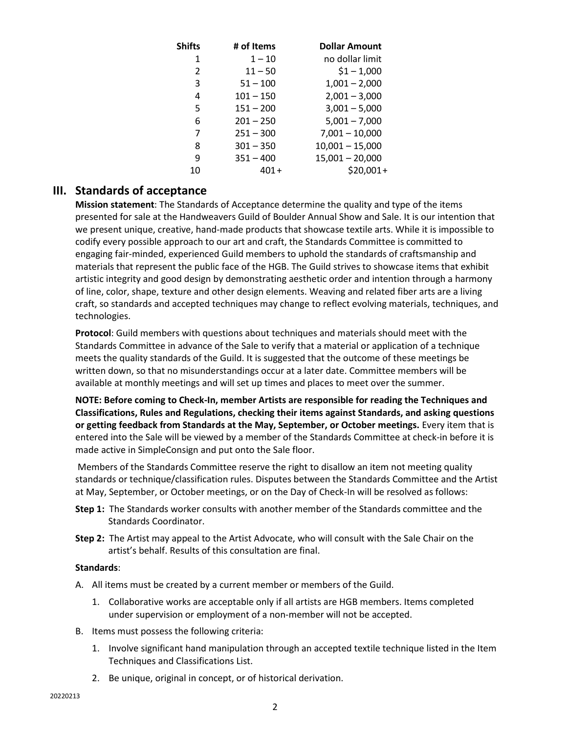| Shifts | # of Items | Dollar Amount |
|---|---|---|
| 1 | 1 – 10 | no dollar limit |
| 2 | 11 – 50 | $1 – 1,000 |
| 3 | 51 – 100 | 1,001 – 2,000 |
| 4 | 101 – 150 | 2,001 – 3,000 |
| 5 | 151 – 200 | 3,001 – 5,000 |
| 6 | 201 – 250 | 5,001 – 7,000 |
| 7 | 251 – 300 | 7,001 – 10,000 |
| 8 | 301 – 350 | 10,001 – 15,000 |
| 9 | 351 – 400 | 15,001 – 20,000 |
| 10 | 401+ | $20,001+ |

## III. Standards of acceptance

**Mission statement**: The Standards of Acceptance determine the quality and type of the items presented for sale at the Handweavers Guild of Boulder Annual Show and Sale. It is our intention that we present unique, creative, hand-made products that showcase textile arts. While it is impossible to codify every possible approach to our art and craft, the Standards Committee is committed to engaging fair-minded, experienced Guild members to uphold the standards of craftsmanship and materials that represent the public face of the HGB. The Guild strives to showcase items that exhibit artistic integrity and good design by demonstrating aesthetic order and intention through a harmony of line, color, shape, texture and other design elements. Weaving and related fiber arts are a living craft, so standards and accepted techniques may change to reflect evolving materials, techniques, and technologies.

**Protocol**: Guild members with questions about techniques and materials should meet with the Standards Committee in advance of the Sale to verify that a material or application of a technique meets the quality standards of the Guild. It is suggested that the outcome of these meetings be written down, so that no misunderstandings occur at a later date. Committee members will be available at monthly meetings and will set up times and places to meet over the summer.

**NOTE: Before coming to Check-In, member Artists are responsible for reading the Techniques and Classifications, Rules and Regulations, checking their items against Standards, and asking questions or getting feedback from Standards at the May, September, or October meetings.** Every item that is entered into the Sale will be viewed by a member of the Standards Committee at check-in before it is made active in SimpleConsign and put onto the Sale floor.

Members of the Standards Committee reserve the right to disallow an item not meeting quality standards or technique/classification rules. Disputes between the Standards Committee and the Artist at May, September, or October meetings, or on the Day of Check-In will be resolved as follows:

**Step 1:** The Standards worker consults with another member of the Standards committee and the Standards Coordinator.

**Step 2:** The Artist may appeal to the Artist Advocate, who will consult with the Sale Chair on the artist's behalf. Results of this consultation are final.

**Standards**:

A. All items must be created by a current member or members of the Guild.
   1. Collaborative works are acceptable only if all artists are HGB members. Items completed under supervision or employment of a non-member will not be accepted.

B. Items must possess the following criteria:
   1. Involve significant hand manipulation through an accepted textile technique listed in the Item Techniques and Classifications List.
   2. Be unique, original in concept, or of historical derivation.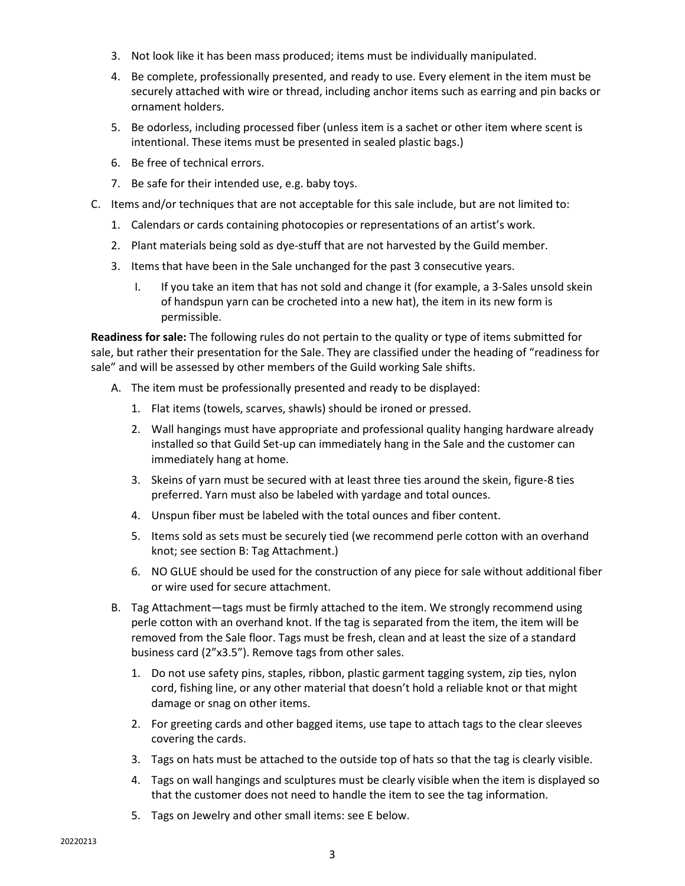3. Not look like it has been mass produced; items must be individually manipulated.
4. Be complete, professionally presented, and ready to use. Every element in the item must be securely attached with wire or thread, including anchor items such as earring and pin backs or ornament holders.
5. Be odorless, including processed fiber (unless item is a sachet or other item where scent is intentional. These items must be presented in sealed plastic bags.)
6. Be free of technical errors.
7. Be safe for their intended use, e.g. baby toys.

C. Items and/or techniques that are not acceptable for this sale include, but are not limited to:

   1. Calendars or cards containing photocopies or representations of an artist's work.
   2. Plant materials being sold as dye-stuff that are not harvested by the Guild member.
   3. Items that have been in the Sale unchanged for the past 3 consecutive years.

      I. If you take an item that has not sold and change it (for example, a 3-Sales unsold skein of handspun yarn can be crocheted into a new hat), the item in its new form is permissible.

**Readiness for sale:** The following rules do not pertain to the quality or type of items submitted for sale, but rather their presentation for the Sale. They are classified under the heading of "readiness for sale" and will be assessed by other members of the Guild working Sale shifts.

A. The item must be professionally presented and ready to be displayed:

   1. Flat items (towels, scarves, shawls) should be ironed or pressed.
   2. Wall hangings must have appropriate and professional quality hanging hardware already installed so that Guild Set-up can immediately hang in the Sale and the customer can immediately hang at home.
   3. Skeins of yarn must be secured with at least three ties around the skein, figure-8 ties preferred. Yarn must also be labeled with yardage and total ounces.
   4. Unspun fiber must be labeled with the total ounces and fiber content.
   5. Items sold as sets must be securely tied (we recommend perle cotton with an overhand knot; see section B: Tag Attachment.)
   6. NO GLUE should be used for the construction of any piece for sale without additional fiber or wire used for secure attachment.

B. Tag Attachment—tags must be firmly attached to the item. We strongly recommend using perle cotton with an overhand knot. If the tag is separated from the item, the item will be removed from the Sale floor. Tags must be fresh, clean and at least the size of a standard business card (2"x3.5"). Remove tags from other sales.

   1. Do not use safety pins, staples, ribbon, plastic garment tagging system, zip ties, nylon cord, fishing line, or any other material that doesn't hold a reliable knot or that might damage or snag on other items.
   2. For greeting cards and other bagged items, use tape to attach tags to the clear sleeves covering the cards.
   3. Tags on hats must be attached to the outside top of hats so that the tag is clearly visible.
   4. Tags on wall hangings and sculptures must be clearly visible when the item is displayed so that the customer does not need to handle the item to see the tag information.
   5. Tags on Jewelry and other small items: see E below.

20220213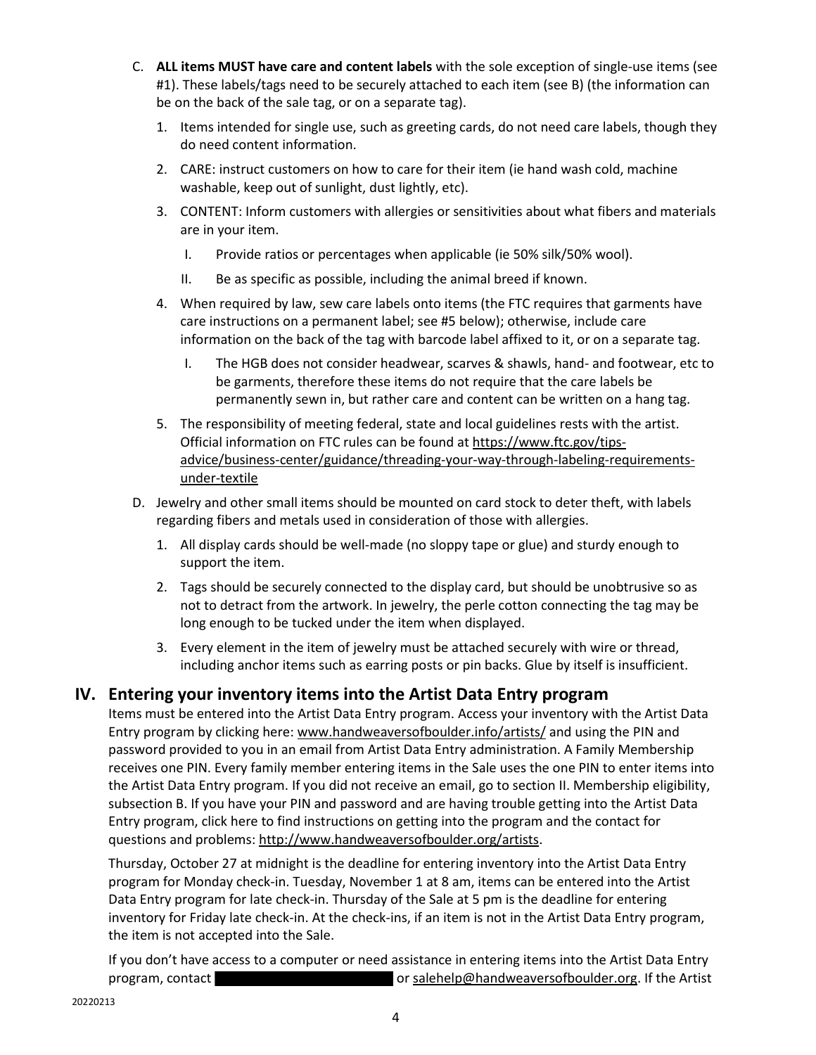C. **ALL items MUST have care and content labels** with the sole exception of single-use items (see #1). These labels/tags need to be securely attached to each item (see B) (the information can be on the back of the sale tag, or on a separate tag).

   1. Items intended for single use, such as greeting cards, do not need care labels, though they do need content information.
   2. CARE: instruct customers on how to care for their item (ie hand wash cold, machine washable, keep out of sunlight, dust lightly, etc).
   3. CONTENT: Inform customers with allergies or sensitivities about what fibers and materials are in your item.
      I. Provide ratios or percentages when applicable (ie 50% silk/50% wool).
      II. Be as specific as possible, including the animal breed if known.
   4. When required by law, sew care labels onto items (the FTC requires that garments have care instructions on a permanent label; see #5 below); otherwise, include care information on the back of the tag with barcode label affixed to it, or on a separate tag.
      I. The HGB does not consider headwear, scarves & shawls, hand- and footwear, etc to be garments, therefore these items do not require that the care labels be permanently sewn in, but rather care and content can be written on a hang tag.
   5. The responsibility of meeting federal, state and local guidelines rests with the artist. Official information on FTC rules can be found at https://www.ftc.gov/tips-advice/business-center/guidance/threading-your-way-through-labeling-requirements-under-textile

D. Jewelry and other small items should be mounted on card stock to deter theft, with labels regarding fibers and metals used in consideration of those with allergies.

   1. All display cards should be well-made (no sloppy tape or glue) and sturdy enough to support the item.
   2. Tags should be securely connected to the display card, but should be unobtrusive so as not to detract from the artwork. In jewelry, the perle cotton connecting the tag may be long enough to be tucked under the item when displayed.
   3. Every element in the item of jewelry must be attached securely with wire or thread, including anchor items such as earring posts or pin backs. Glue by itself is insufficient.

## IV. Entering your inventory items into the Artist Data Entry program

Items must be entered into the Artist Data Entry program. Access your inventory with the Artist Data Entry program by clicking here: www.handweaversofboulder.info/artists/ and using the PIN and password provided to you in an email from Artist Data Entry administration. A Family Membership receives one PIN. Every family member entering items in the Sale uses the one PIN to enter items into the Artist Data Entry program. If you did not receive an email, go to section II. Membership eligibility, subsection B. If you have your PIN and password and are having trouble getting into the Artist Data Entry program, click here to find instructions on getting into the program and the contact for questions and problems: http://www.handweaversofboulder.org/artists.

Thursday, October 27 at midnight is the deadline for entering inventory into the Artist Data Entry program for Monday check-in. Tuesday, November 1 at 8 am, items can be entered into the Artist Data Entry program for late check-in. Thursday of the Sale at 5 pm is the deadline for entering inventory for Friday late check-in. At the check-ins, if an item is not in the Artist Data Entry program, the item is not accepted into the Sale.

If you don't have access to a computer or need assistance in entering items into the Artist Data Entry program, contact [REDACTED] or salehelp@handweaversofboulder.org. If the Artist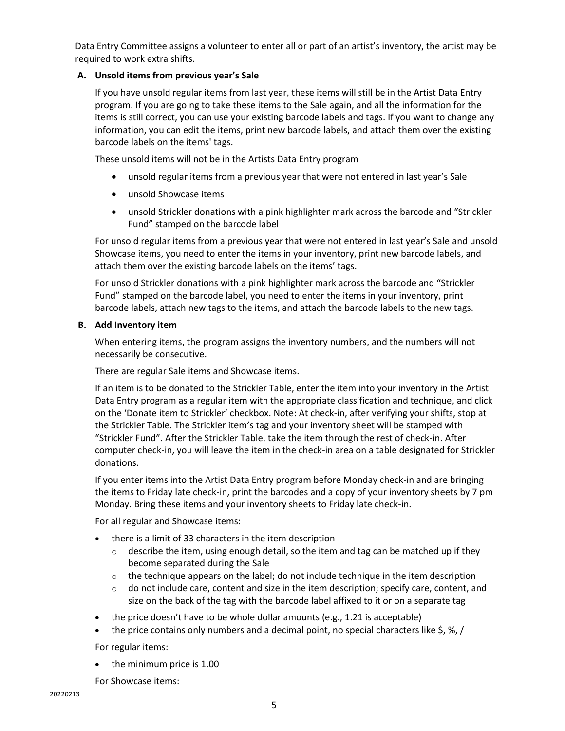Data Entry Committee assigns a volunteer to enter all or part of an artist's inventory, the artist may be required to work extra shifts.

### A. Unsold items from previous year's Sale

If you have unsold regular items from last year, these items will still be in the Artist Data Entry program. If you are going to take these items to the Sale again, and all the information for the items is still correct, you can use your existing barcode labels and tags. If you want to change any information, you can edit the items, print new barcode labels, and attach them over the existing barcode labels on the items' tags.

These unsold items will not be in the Artists Data Entry program

- unsold regular items from a previous year that were not entered in last year's Sale
- unsold Showcase items
- unsold Strickler donations with a pink highlighter mark across the barcode and "Strickler Fund" stamped on the barcode label

For unsold regular items from a previous year that were not entered in last year's Sale and unsold Showcase items, you need to enter the items in your inventory, print new barcode labels, and attach them over the existing barcode labels on the items' tags.

For unsold Strickler donations with a pink highlighter mark across the barcode and "Strickler Fund" stamped on the barcode label, you need to enter the items in your inventory, print barcode labels, attach new tags to the items, and attach the barcode labels to the new tags.

### B. Add Inventory item

When entering items, the program assigns the inventory numbers, and the numbers will not necessarily be consecutive.

There are regular Sale items and Showcase items.

If an item is to be donated to the Strickler Table, enter the item into your inventory in the Artist Data Entry program as a regular item with the appropriate classification and technique, and click on the 'Donate item to Strickler' checkbox. Note: At check-in, after verifying your shifts, stop at the Strickler Table. The Strickler item's tag and your inventory sheet will be stamped with "Strickler Fund". After the Strickler Table, take the item through the rest of check-in. After computer check-in, you will leave the item in the check-in area on a table designated for Strickler donations.

If you enter items into the Artist Data Entry program before Monday check-in and are bringing the items to Friday late check-in, print the barcodes and a copy of your inventory sheets by 7 pm Monday. Bring these items and your inventory sheets to Friday late check-in.

For all regular and Showcase items:

- there is a limit of 33 characters in the item description
  - describe the item, using enough detail, so the item and tag can be matched up if they become separated during the Sale
  - the technique appears on the label; do not include technique in the item description
  - do not include care, content and size in the item description; specify care, content, and size on the back of the tag with the barcode label affixed to it or on a separate tag
- the price doesn't have to be whole dollar amounts (e.g., 1.21 is acceptable)
- the price contains only numbers and a decimal point, no special characters like $, %, /

For regular items:

- the minimum price is 1.00

For Showcase items: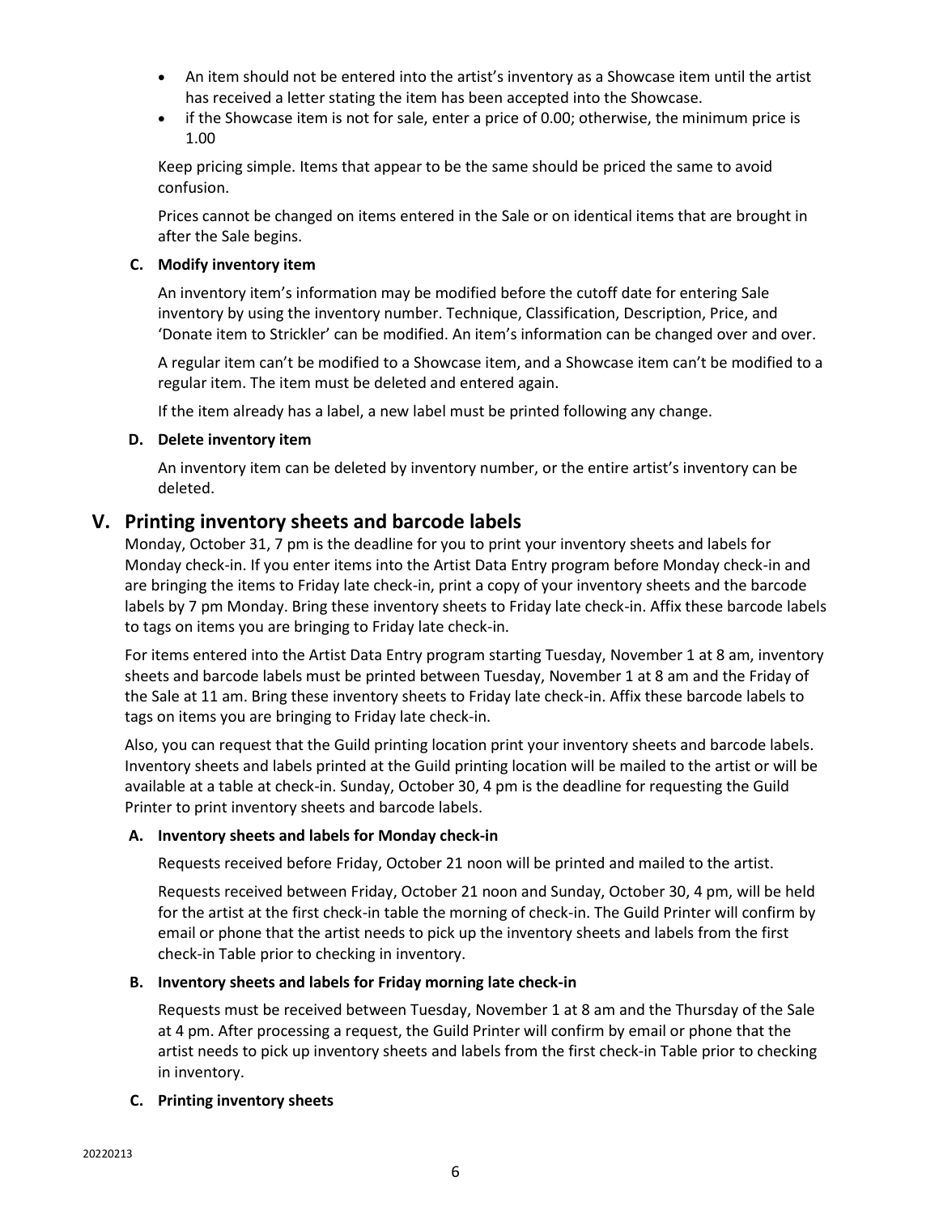- An item should not be entered into the artist's inventory as a Showcase item until the artist has received a letter stating the item has been accepted into the Showcase.
- if the Showcase item is not for sale, enter a price of 0.00; otherwise, the minimum price is 1.00

Keep pricing simple. Items that appear to be the same should be priced the same to avoid confusion.

Prices cannot be changed on items entered in the Sale or on identical items that are brought in after the Sale begins.

### C. Modify inventory item

An inventory item's information may be modified before the cutoff date for entering Sale inventory by using the inventory number. Technique, Classification, Description, Price, and 'Donate item to Strickler' can be modified. An item's information can be changed over and over.

A regular item can't be modified to a Showcase item, and a Showcase item can't be modified to a regular item. The item must be deleted and entered again.

If the item already has a label, a new label must be printed following any change.

### D. Delete inventory item

An inventory item can be deleted by inventory number, or the entire artist's inventory can be deleted.

## V. Printing inventory sheets and barcode labels

Monday, October 31, 7 pm is the deadline for you to print your inventory sheets and labels for Monday check-in. If you enter items into the Artist Data Entry program before Monday check-in and are bringing the items to Friday late check-in, print a copy of your inventory sheets and the barcode labels by 7 pm Monday. Bring these inventory sheets to Friday late check-in. Affix these barcode labels to tags on items you are bringing to Friday late check-in.

For items entered into the Artist Data Entry program starting Tuesday, November 1 at 8 am, inventory sheets and barcode labels must be printed between Tuesday, November 1 at 8 am and the Friday of the Sale at 11 am. Bring these inventory sheets to Friday late check-in. Affix these barcode labels to tags on items you are bringing to Friday late check-in.

Also, you can request that the Guild printing location print your inventory sheets and barcode labels. Inventory sheets and labels printed at the Guild printing location will be mailed to the artist or will be available at a table at check-in. Sunday, October 30, 4 pm is the deadline for requesting the Guild Printer to print inventory sheets and barcode labels.

### A. Inventory sheets and labels for Monday check-in

Requests received before Friday, October 21 noon will be printed and mailed to the artist.

Requests received between Friday, October 21 noon and Sunday, October 30, 4 pm, will be held for the artist at the first check-in table the morning of check-in. The Guild Printer will confirm by email or phone that the artist needs to pick up the inventory sheets and labels from the first check-in Table prior to checking in inventory.

### B. Inventory sheets and labels for Friday morning late check-in

Requests must be received between Tuesday, November 1 at 8 am and the Thursday of the Sale at 4 pm. After processing a request, the Guild Printer will confirm by email or phone that the artist needs to pick up inventory sheets and labels from the first check-in Table prior to checking in inventory.

### C. Printing inventory sheets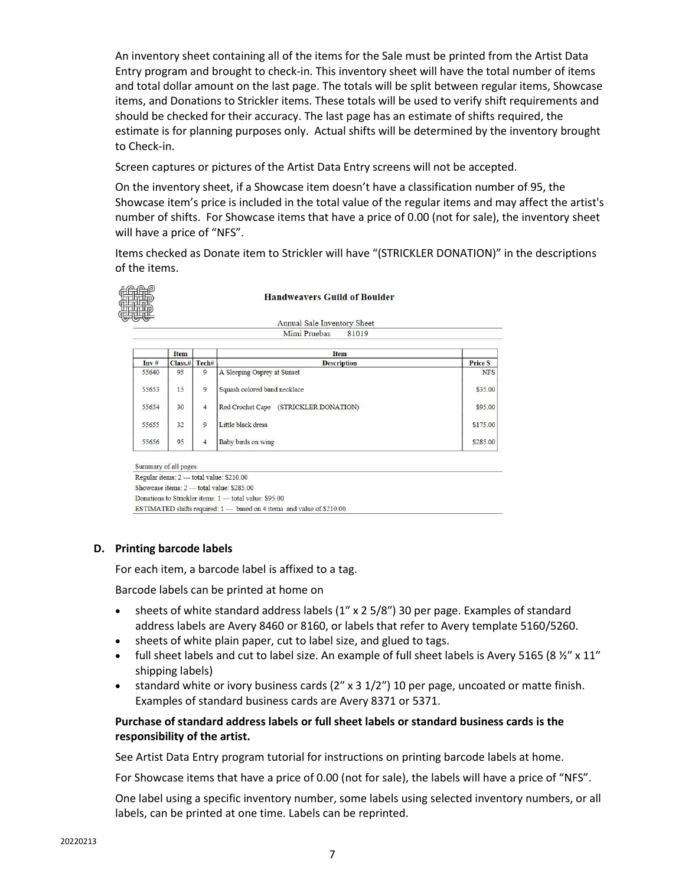An inventory sheet containing all of the items for the Sale must be printed from the Artist Data Entry program and brought to check-in. This inventory sheet will have the total number of items and total dollar amount on the last page. The totals will be split between regular items, Showcase items, and Donations to Strickler items. These totals will be used to verify shift requirements and should be checked for their accuracy. The last page has an estimate of shifts required, the estimate is for planning purposes only. Actual shifts will be determined by the inventory brought to Check-in.

Screen captures or pictures of the Artist Data Entry screens will not be accepted.

On the inventory sheet, if a Showcase item doesn't have a classification number of 95, the Showcase item's price is included in the total value of the regular items and may affect the artist's number of shifts. For Showcase items that have a price of 0.00 (not for sale), the inventory sheet will have a price of "NFS".

Items checked as Donate item to Strickler will have "(STRICKLER DONATION)" in the descriptions of the items.

**Handweavers Guild of Boulder**

Annual Sale Inventory Sheet

Mimi Pruebas 81019

| Inv # | Item Class.# | Tech# | Item Description | Price $ |
|---|---|---|---|---|
| 55640 | 95 | 9 | A Sleeping Osprey at Sunset | NFS |
| 55653 | 15 | 9 | Squash colored band necklace | $35.00 |
| 55654 | 30 | 4 | Red Crochet Cape (STRICKLER DONATION) | $95.00 |
| 55655 | 32 | 9 | Little black dress | $175.00 |
| 55656 | 95 | 4 | Baby birds on wing | $285.00 |

Summary of all pages:

Regular items: 2 --- total value: $210.00

Showcase items: 2 --- total value: $285.00

Donations to Strickler items: 1 --- total value: $95.00

ESTIMATED shifts required: 1 --- based on 4 items and value of $210.00

### D. Printing barcode labels

For each item, a barcode label is affixed to a tag.

Barcode labels can be printed at home on

- sheets of white standard address labels (1" x 2 5/8") 30 per page. Examples of standard address labels are Avery 8460 or 8160, or labels that refer to Avery template 5160/5260.
- sheets of white plain paper, cut to label size, and glued to tags.
- full sheet labels and cut to label size. An example of full sheet labels is Avery 5165 (8 ½" x 11" shipping labels)
- standard white or ivory business cards (2" x 3 1/2") 10 per page, uncoated or matte finish. Examples of standard business cards are Avery 8371 or 5371.

**Purchase of standard address labels or full sheet labels or standard business cards is the responsibility of the artist.**

See Artist Data Entry program tutorial for instructions on printing barcode labels at home.

For Showcase items that have a price of 0.00 (not for sale), the labels will have a price of "NFS".

One label using a specific inventory number, some labels using selected inventory numbers, or all labels, can be printed at one time. Labels can be reprinted.

20220213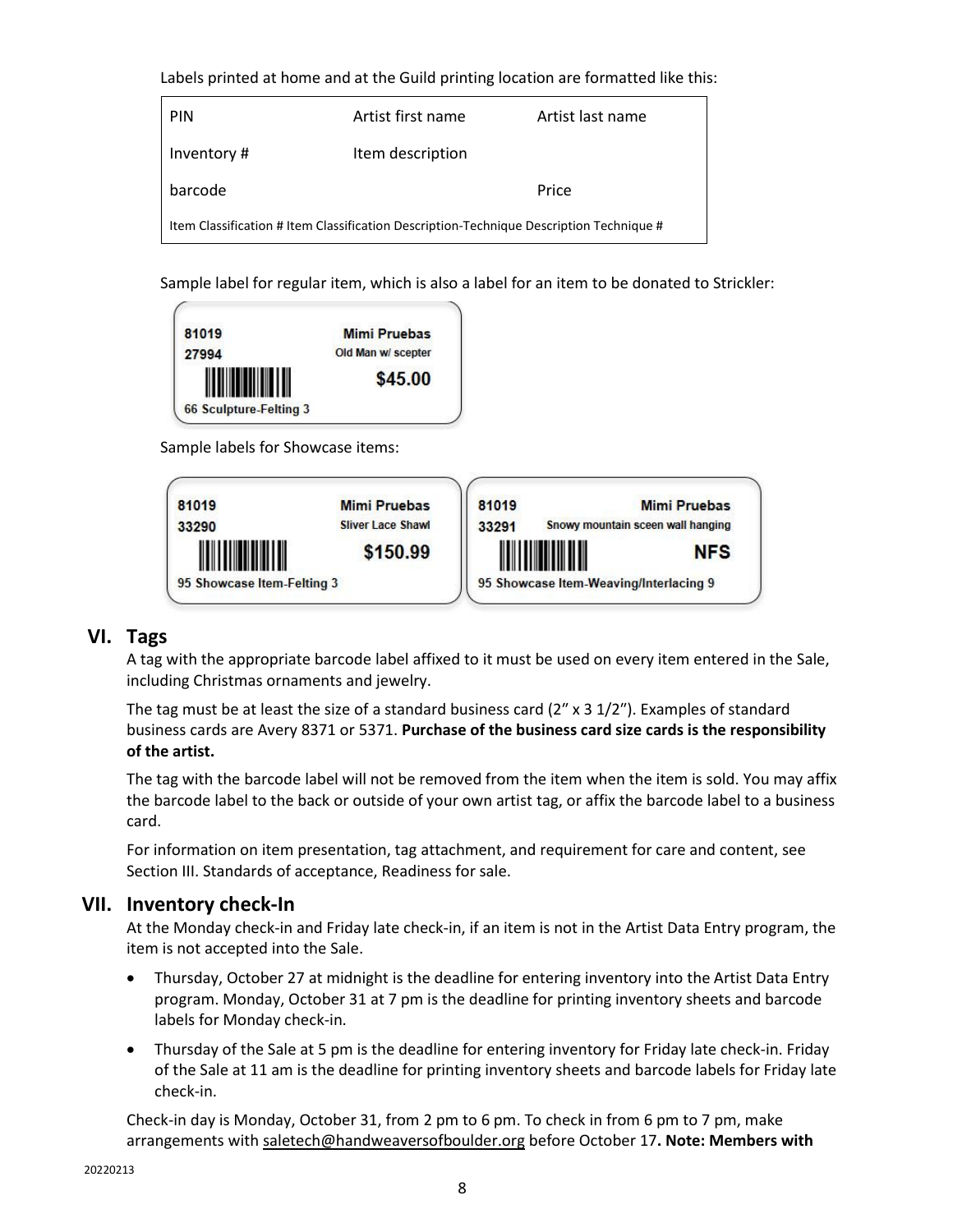Labels printed at home and at the Guild printing location are formatted like this:

| PIN | Artist first name | Artist last name |
|---|---|---|
| Inventory # | Item description | |
| barcode | | Price |
| Item Classification # Item Classification Description-Technique Description Technique # | | |

Sample label for regular item, which is also a label for an item to be donated to Strickler:

81019 Mimi Pruebas
27994 Old Man w/ scepter
$45.00
66 Sculpture-Felting 3

Sample labels for Showcase items:

81019 Mimi Pruebas
33290 Sliver Lace Shawl
$150.99
95 Showcase Item-Felting 3

81019 Mimi Pruebas
33291 Snowy mountain sceen wall hanging
NFS
95 Showcase Item-Weaving/Interlacing 9

## VI. Tags

A tag with the appropriate barcode label affixed to it must be used on every item entered in the Sale, including Christmas ornaments and jewelry.

The tag must be at least the size of a standard business card (2" x 3 1/2"). Examples of standard business cards are Avery 8371 or 5371. **Purchase of the business card size cards is the responsibility of the artist.**

The tag with the barcode label will not be removed from the item when the item is sold. You may affix the barcode label to the back or outside of your own artist tag, or affix the barcode label to a business card.

For information on item presentation, tag attachment, and requirement for care and content, see Section III. Standards of acceptance, Readiness for sale.

## VII. Inventory check-In

At the Monday check-in and Friday late check-in, if an item is not in the Artist Data Entry program, the item is not accepted into the Sale.

- Thursday, October 27 at midnight is the deadline for entering inventory into the Artist Data Entry program. Monday, October 31 at 7 pm is the deadline for printing inventory sheets and barcode labels for Monday check-in.
- Thursday of the Sale at 5 pm is the deadline for entering inventory for Friday late check-in. Friday of the Sale at 11 am is the deadline for printing inventory sheets and barcode labels for Friday late check-in.

Check-in day is Monday, October 31, from 2 pm to 6 pm. To check in from 6 pm to 7 pm, make arrangements with saletech@handweaversofboulder.org before October 17**. Note: Members with**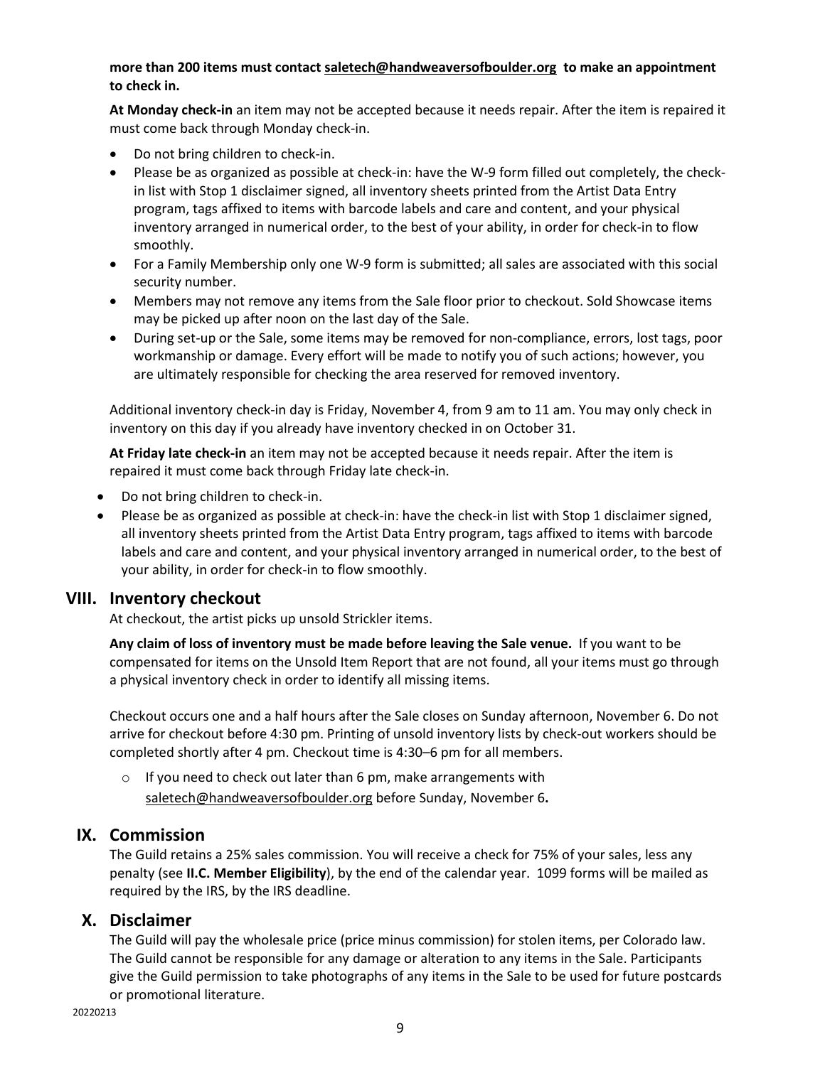**more than 200 items must contact saletech@handweaversofboulder.org to make an appointment to check in.**

**At Monday check-in** an item may not be accepted because it needs repair. After the item is repaired it must come back through Monday check-in.

- Do not bring children to check-in.
- Please be as organized as possible at check-in: have the W-9 form filled out completely, the check-in list with Stop 1 disclaimer signed, all inventory sheets printed from the Artist Data Entry program, tags affixed to items with barcode labels and care and content, and your physical inventory arranged in numerical order, to the best of your ability, in order for check-in to flow smoothly.
- For a Family Membership only one W-9 form is submitted; all sales are associated with this social security number.
- Members may not remove any items from the Sale floor prior to checkout. Sold Showcase items may be picked up after noon on the last day of the Sale.
- During set-up or the Sale, some items may be removed for non-compliance, errors, lost tags, poor workmanship or damage. Every effort will be made to notify you of such actions; however, you are ultimately responsible for checking the area reserved for removed inventory.

Additional inventory check-in day is Friday, November 4, from 9 am to 11 am. You may only check in inventory on this day if you already have inventory checked in on October 31.

**At Friday late check-in** an item may not be accepted because it needs repair. After the item is repaired it must come back through Friday late check-in.

- Do not bring children to check-in.
- Please be as organized as possible at check-in: have the check-in list with Stop 1 disclaimer signed, all inventory sheets printed from the Artist Data Entry program, tags affixed to items with barcode labels and care and content, and your physical inventory arranged in numerical order, to the best of your ability, in order for check-in to flow smoothly.

## VIII. Inventory checkout

At checkout, the artist picks up unsold Strickler items.

**Any claim of loss of inventory must be made before leaving the Sale venue.** If you want to be compensated for items on the Unsold Item Report that are not found, all your items must go through a physical inventory check in order to identify all missing items.

Checkout occurs one and a half hours after the Sale closes on Sunday afternoon, November 6. Do not arrive for checkout before 4:30 pm. Printing of unsold inventory lists by check-out workers should be completed shortly after 4 pm. Checkout time is 4:30–6 pm for all members.

- If you need to check out later than 6 pm, make arrangements with saletech@handweaversofboulder.org before Sunday, November 6**.**

## IX. Commission

The Guild retains a 25% sales commission. You will receive a check for 75% of your sales, less any penalty (see **II.C. Member Eligibility**), by the end of the calendar year. 1099 forms will be mailed as required by the IRS, by the IRS deadline.

## X. Disclaimer

The Guild will pay the wholesale price (price minus commission) for stolen items, per Colorado law. The Guild cannot be responsible for any damage or alteration to any items in the Sale. Participants give the Guild permission to take photographs of any items in the Sale to be used for future postcards or promotional literature.

20220213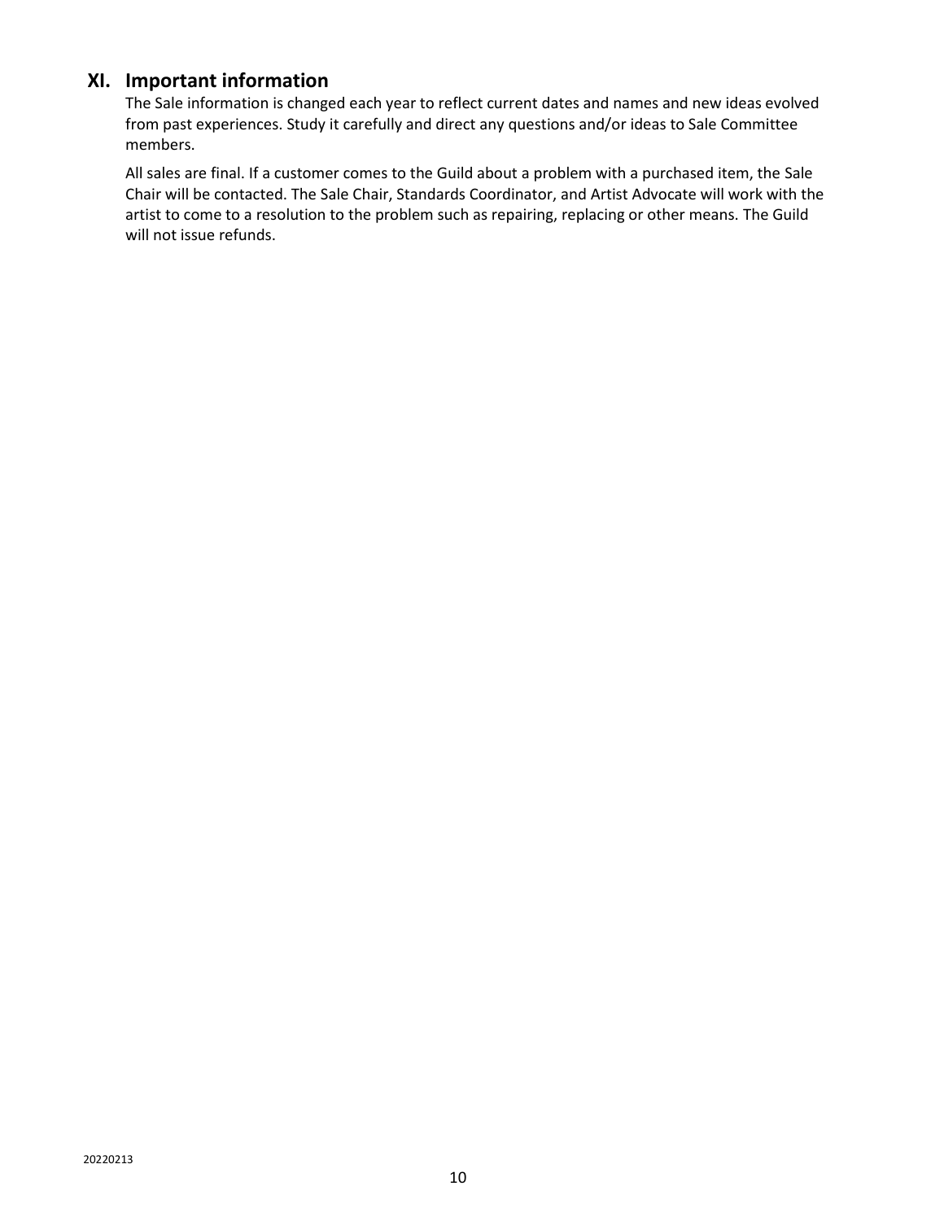## XI. Important information

The Sale information is changed each year to reflect current dates and names and new ideas evolved from past experiences. Study it carefully and direct any questions and/or ideas to Sale Committee members.

All sales are final. If a customer comes to the Guild about a problem with a purchased item, the Sale Chair will be contacted. The Sale Chair, Standards Coordinator, and Artist Advocate will work with the artist to come to a resolution to the problem such as repairing, replacing or other means. The Guild will not issue refunds.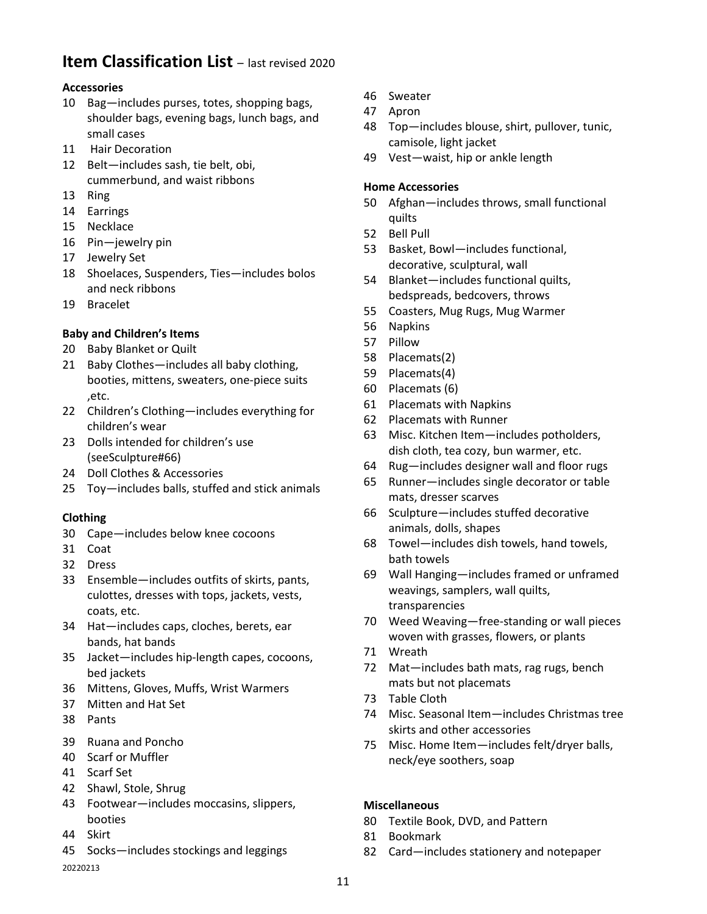# Item Classification List – last revised 2020

**Accessories**

10 Bag—includes purses, totes, shopping bags, shoulder bags, evening bags, lunch bags, and small cases
11 Hair Decoration
12 Belt—includes sash, tie belt, obi, cummerbund, and waist ribbons
13 Ring
14 Earrings
15 Necklace
16 Pin—jewelry pin
17 Jewelry Set
18 Shoelaces, Suspenders, Ties—includes bolos and neck ribbons
19 Bracelet

**Baby and Children's Items**

20 Baby Blanket or Quilt
21 Baby Clothes—includes all baby clothing, booties, mittens, sweaters, one-piece suits ,etc.
22 Children's Clothing—includes everything for children's wear
23 Dolls intended for children's use (seeSculpture#66)
24 Doll Clothes & Accessories
25 Toy—includes balls, stuffed and stick animals

**Clothing**

30 Cape—includes below knee cocoons
31 Coat
32 Dress
33 Ensemble—includes outfits of skirts, pants, culottes, dresses with tops, jackets, vests, coats, etc.
34 Hat—includes caps, cloches, berets, ear bands, hat bands
35 Jacket—includes hip-length capes, cocoons, bed jackets
36 Mittens, Gloves, Muffs, Wrist Warmers
37 Mitten and Hat Set
38 Pants
39 Ruana and Poncho
40 Scarf or Muffler
41 Scarf Set
42 Shawl, Stole, Shrug
43 Footwear—includes moccasins, slippers, booties
44 Skirt
45 Socks—includes stockings and leggings
46 Sweater
47 Apron
48 Top—includes blouse, shirt, pullover, tunic, camisole, light jacket
49 Vest—waist, hip or ankle length

**Home Accessories**

50 Afghan—includes throws, small functional quilts
52 Bell Pull
53 Basket, Bowl—includes functional, decorative, sculptural, wall
54 Blanket—includes functional quilts, bedspreads, bedcovers, throws
55 Coasters, Mug Rugs, Mug Warmer
56 Napkins
57 Pillow
58 Placemats(2)
59 Placemats(4)
60 Placemats (6)
61 Placemats with Napkins
62 Placemats with Runner
63 Misc. Kitchen Item—includes potholders, dish cloth, tea cozy, bun warmer, etc.
64 Rug—includes designer wall and floor rugs
65 Runner—includes single decorator or table mats, dresser scarves
66 Sculpture—includes stuffed decorative animals, dolls, shapes
68 Towel—includes dish towels, hand towels, bath towels
69 Wall Hanging—includes framed or unframed weavings, samplers, wall quilts, transparencies
70 Weed Weaving—free-standing or wall pieces woven with grasses, flowers, or plants
71 Wreath
72 Mat—includes bath mats, rag rugs, bench mats but not placemats
73 Table Cloth
74 Misc. Seasonal Item—includes Christmas tree skirts and other accessories
75 Misc. Home Item—includes felt/dryer balls, neck/eye soothers, soap

**Miscellaneous**

80 Textile Book, DVD, and Pattern
81 Bookmark
82 Card—includes stationery and notepaper

20220213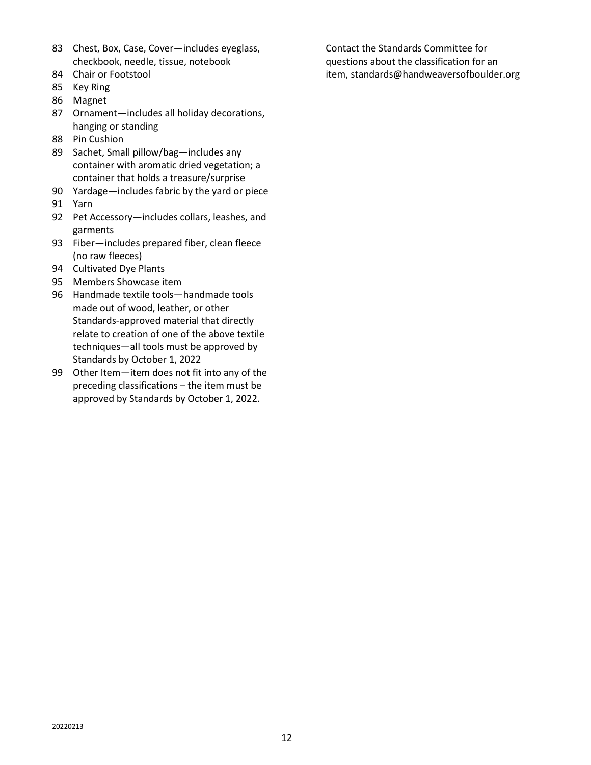83 Chest, Box, Case, Cover—includes eyeglass, checkbook, needle, tissue, notebook
84 Chair or Footstool
85 Key Ring
86 Magnet
87 Ornament—includes all holiday decorations, hanging or standing
88 Pin Cushion
89 Sachet, Small pillow/bag—includes any container with aromatic dried vegetation; a container that holds a treasure/surprise
90 Yardage—includes fabric by the yard or piece
91 Yarn
92 Pet Accessory—includes collars, leashes, and garments
93 Fiber—includes prepared fiber, clean fleece (no raw fleeces)
94 Cultivated Dye Plants
95 Members Showcase item
96 Handmade textile tools—handmade tools made out of wood, leather, or other Standards-approved material that directly relate to creation of one of the above textile techniques—all tools must be approved by Standards by October 1, 2022
99 Other Item—item does not fit into any of the preceding classifications – the item must be approved by Standards by October 1, 2022.

Contact the Standards Committee for questions about the classification for an item, standards@handweaversofboulder.org

20220213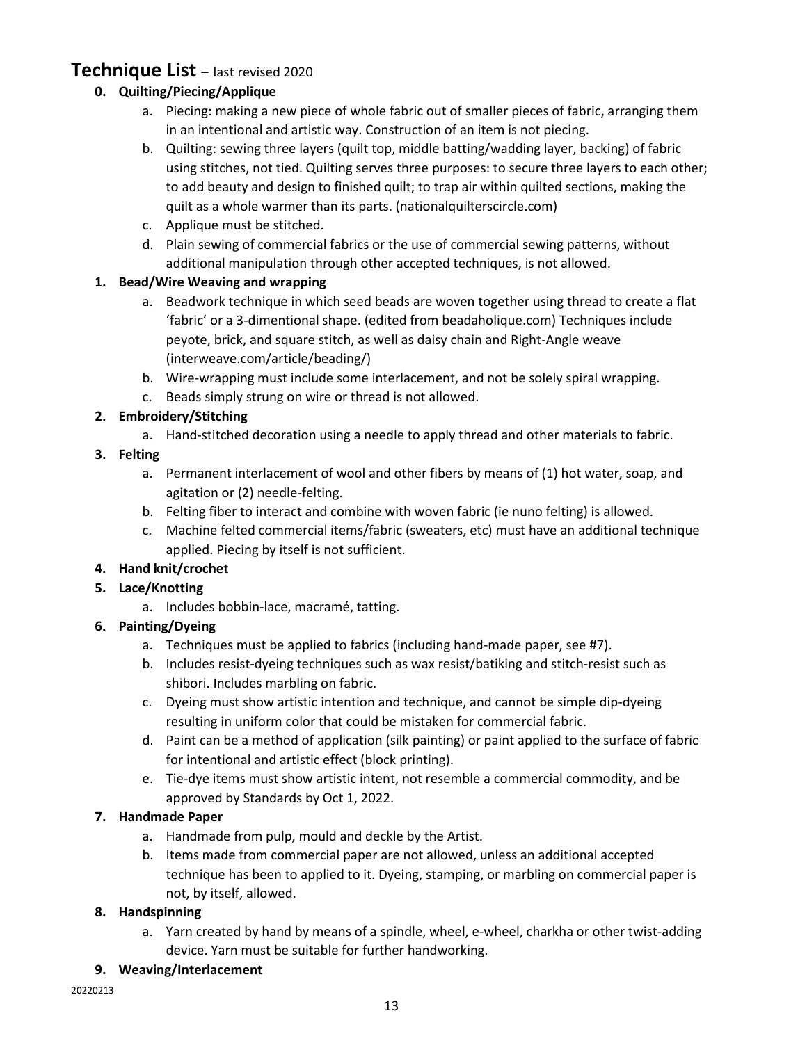## **Technique List** – last revised 2020

0. **Quilting/Piecing/Applique**
    a. Piecing: making a new piece of whole fabric out of smaller pieces of fabric, arranging them in an intentional and artistic way. Construction of an item is not piecing.
    b. Quilting: sewing three layers (quilt top, middle batting/wadding layer, backing) of fabric using stitches, not tied. Quilting serves three purposes: to secure three layers to each other; to add beauty and design to finished quilt; to trap air within quilted sections, making the quilt as a whole warmer than its parts. (nationalquilterscircle.com)
    c. Applique must be stitched.
    d. Plain sewing of commercial fabrics or the use of commercial sewing patterns, without additional manipulation through other accepted techniques, is not allowed.
1. **Bead/Wire Weaving and wrapping**
    a. Beadwork technique in which seed beads are woven together using thread to create a flat 'fabric' or a 3-dimentional shape. (edited from beadaholique.com) Techniques include peyote, brick, and square stitch, as well as daisy chain and Right-Angle weave (interweave.com/article/beading/)
    b. Wire-wrapping must include some interlacement, and not be solely spiral wrapping.
    c. Beads simply strung on wire or thread is not allowed.
2. **Embroidery/Stitching**
    a. Hand-stitched decoration using a needle to apply thread and other materials to fabric.
3. **Felting**
    a. Permanent interlacement of wool and other fibers by means of (1) hot water, soap, and agitation or (2) needle-felting.
    b. Felting fiber to interact and combine with woven fabric (ie nuno felting) is allowed.
    c. Machine felted commercial items/fabric (sweaters, etc) must have an additional technique applied. Piecing by itself is not sufficient.
4. **Hand knit/crochet**
5. **Lace/Knotting**
    a. Includes bobbin-lace, macramé, tatting.
6. **Painting/Dyeing**
    a. Techniques must be applied to fabrics (including hand-made paper, see #7).
    b. Includes resist-dyeing techniques such as wax resist/batiking and stitch-resist such as shibori. Includes marbling on fabric.
    c. Dyeing must show artistic intention and technique, and cannot be simple dip-dyeing resulting in uniform color that could be mistaken for commercial fabric.
    d. Paint can be a method of application (silk painting) or paint applied to the surface of fabric for intentional and artistic effect (block printing).
    e. Tie-dye items must show artistic intent, not resemble a commercial commodity, and be approved by Standards by Oct 1, 2022.
7. **Handmade Paper**
    a. Handmade from pulp, mould and deckle by the Artist.
    b. Items made from commercial paper are not allowed, unless an additional accepted technique has been to applied to it. Dyeing, stamping, or marbling on commercial paper is not, by itself, allowed.
8. **Handspinning**
    a. Yarn created by hand by means of a spindle, wheel, e-wheel, charkha or other twist-adding device. Yarn must be suitable for further handworking.
9. **Weaving/Interlacement**

20220213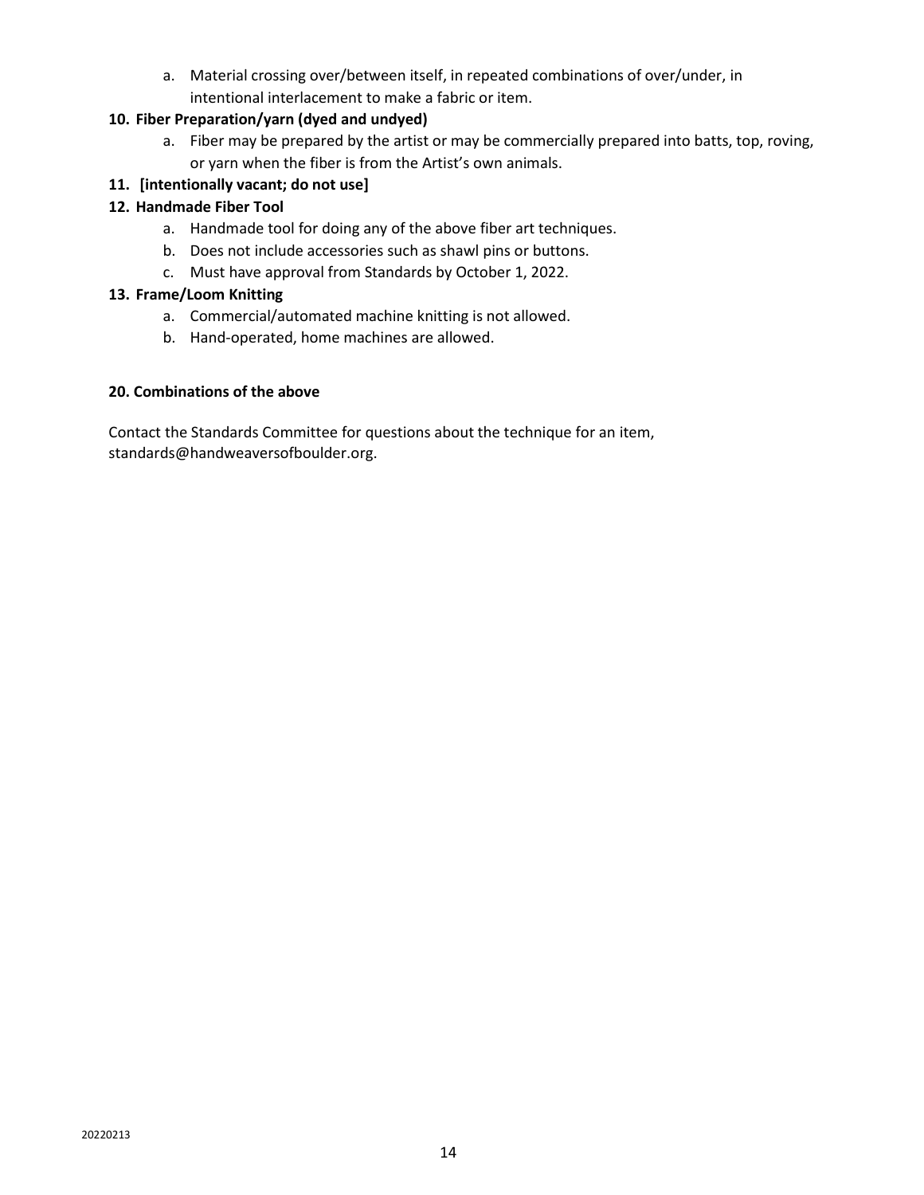a. Material crossing over/between itself, in repeated combinations of over/under, in intentional interlacement to make a fabric or item.

**10. Fiber Preparation/yarn (dyed and undyed)**

   a. Fiber may be prepared by the artist or may be commercially prepared into batts, top, roving, or yarn when the fiber is from the Artist's own animals.

**11. [intentionally vacant; do not use]**

**12. Handmade Fiber Tool**

   a. Handmade tool for doing any of the above fiber art techniques.
   b. Does not include accessories such as shawl pins or buttons.
   c. Must have approval from Standards by October 1, 2022.

**13. Frame/Loom Knitting**

   a. Commercial/automated machine knitting is not allowed.
   b. Hand-operated, home machines are allowed.

**20. Combinations of the above**

Contact the Standards Committee for questions about the technique for an item, standards@handweaversofboulder.org.

20220213